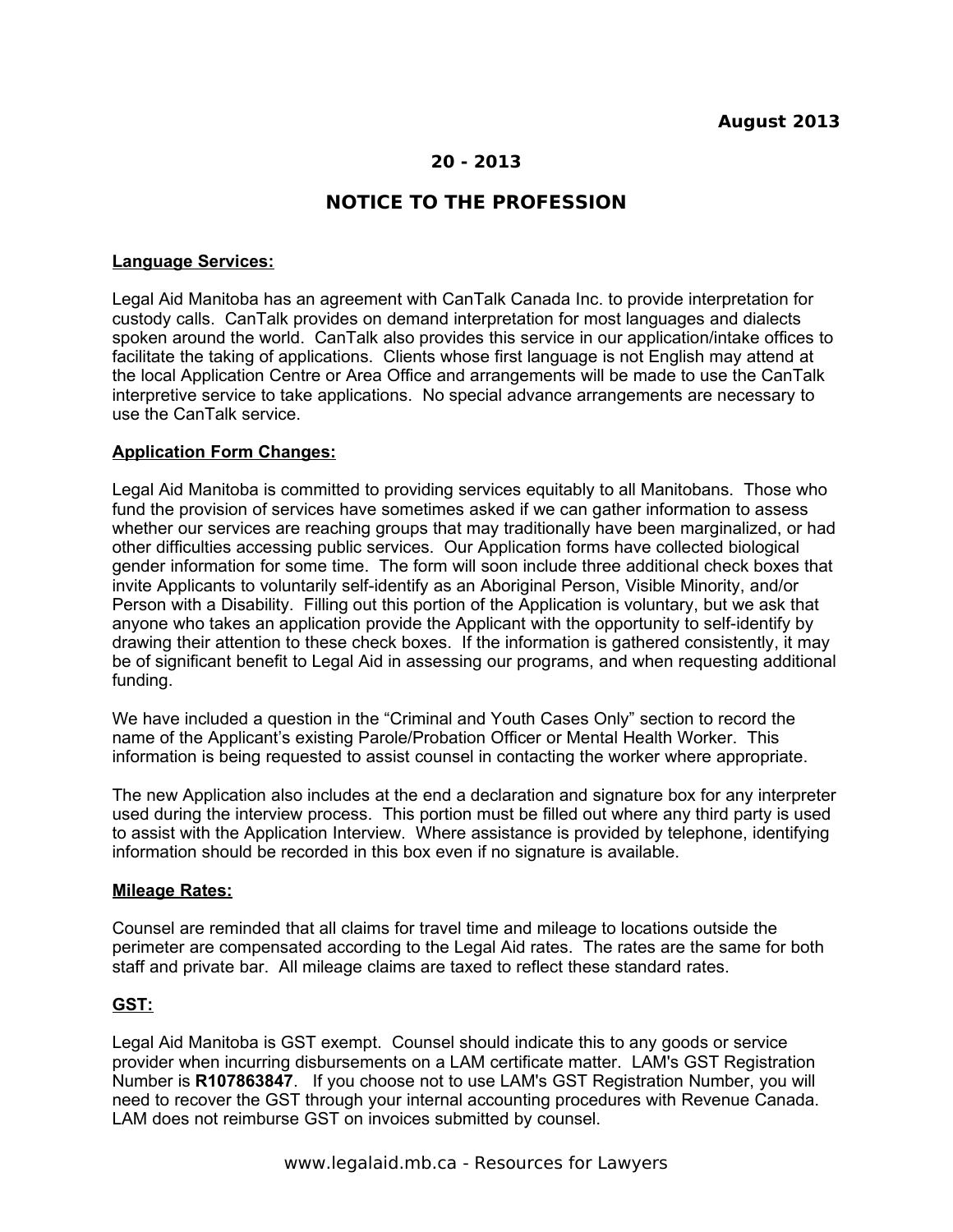August 2013

**20 - 2013**

# NOTICE TO THE PROFESSION

## Language Services:

Legal Aid Manitoba has an agreement with CanTalk Canada Inc. to provide interpretation for custody calls. CanTalk provides on demand interpretation for most languages and dialects spoken around the world. CanTalk also provides this service in our application/intake offices to facilitate the taking of applications. Clients whose first language is not English may attend at the local Application Centre or Area Office and arrangements will be made to use the CanTalk interpretive service to take applications. No special advance arrangements are necessary to use the CanTalk service.

## Application Form Changes:

Legal Aid Manitoba is committed to providing services equitably to all Manitobans. Those who fund the provision of services have sometimes asked if we can gather information to assess whether our services are reaching groups that may traditionally have been marginalized, or had other difficulties accessing public services. Our Application forms have collected biological gender information for some time. The form will soon include three additional check boxes that invite Applicants to voluntarily self-identify as an Aboriginal Person, Visible Minority, and/or Person with a Disability. Filling out this portion of the Application is voluntary, but we ask that anyone who takes an application provide the Applicant with the opportunity to self-identify by drawing their attention to these check boxes. If the information is gathered consistently, it may be of significant benefit to Legal Aid in assessing our programs, and when requesting additional funding.

We have included a question in the "Criminal and Youth Cases Only" section to record the name of the Applicant's existing Parole/Probation Officer or Mental Health Worker. This information is being requested to assist counsel in contacting the worker where appropriate.

The new Application also includes at the end a declaration and signature box for any interpreter used during the interview process. This portion must be filled out where any third party is used to assist with the Application Interview. Where assistance is provided by telephone, identifying information should be recorded in this box even if no signature is available.

## Mileage Rates:

Counsel are reminded that all claims for travel time and mileage to locations outside the perimeter are compensated according to the Legal Aid rates. The rates are the same for both staff and private bar. All mileage claims are taxed to reflect these standard rates.

## GST:

Legal Aid Manitoba is GST exempt. Counsel should indicate this to any goods or service provider when incurring disbursements on a LAM certificate matter. LAM's GST Registration Number is **R107863847**. If you choose not to use LAM's GST Registration Number, you will need to recover the GST through your internal accounting procedures with Revenue Canada. LAM does not reimburse GST on invoices submitted by counsel.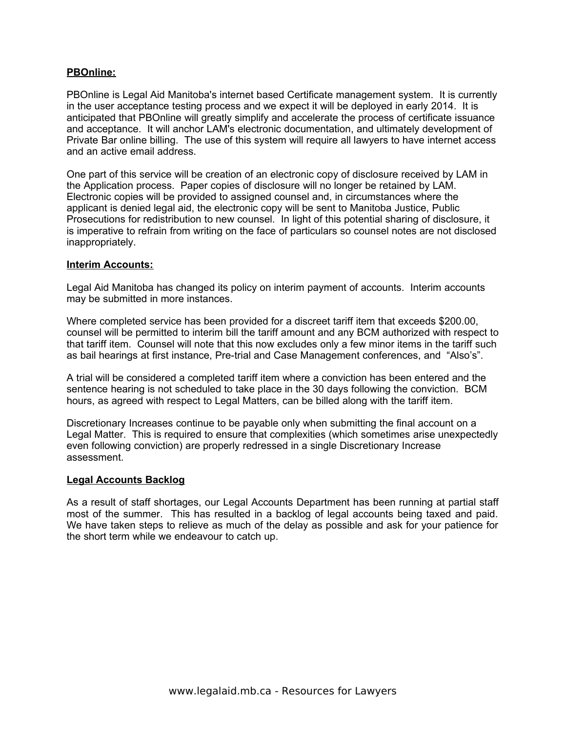## PBOnline:

PBOnline is Legal Aid Manitoba's internet based Certificate management system. It is currently in the user acceptance testing process and we expect it will be deployed in early 2014. It is anticipated that PBOnline will greatly simplify and accelerate the process of certificate issuance and acceptance. It will anchor LAM's electronic documentation, and ultimately development of Private Bar online billing. The use of this system will require all lawyers to have internet access and an active email address.

One part of this service will be creation of an electronic copy of disclosure received by LAM in the Application process. Paper copies of disclosure will no longer be retained by LAM. Electronic copies will be provided to assigned counsel and, in circumstances where the applicant is denied legal aid, the electronic copy will be sent to Manitoba Justice, Public Prosecutions for redistribution to new counsel. In light of this potential sharing of disclosure, it is imperative to refrain from writing on the face of particulars so counsel notes are not disclosed inappropriately.

## Interim Accounts:

Legal Aid Manitoba has changed its policy on interim payment of accounts. Interim accounts may be submitted in more instances.

Where completed service has been provided for a discreet tariff item that exceeds $200.00, counsel will be permitted to interim bill the tariff amount and any BCM authorized with respect to that tariff item. Counsel will note that this now excludes only a few minor items in the tariff such as bail hearings at first instance, Pre-trial and Case Management conferences, and "Also's".

A trial will be considered a completed tariff item where a conviction has been entered and the sentence hearing is not scheduled to take place in the 30 days following the conviction. BCM hours, as agreed with respect to Legal Matters, can be billed along with the tariff item.

Discretionary Increases continue to be payable only when submitting the final account on a Legal Matter. This is required to ensure that complexities (which sometimes arise unexpectedly even following conviction) are properly redressed in a single Discretionary Increase assessment.

## Legal Accounts Backlog

As a result of staff shortages, our Legal Accounts Department has been running at partial staff most of the summer. This has resulted in a backlog of legal accounts being taxed and paid. We have taken steps to relieve as much of the delay as possible and ask for your patience for the short term while we endeavour to catch up.